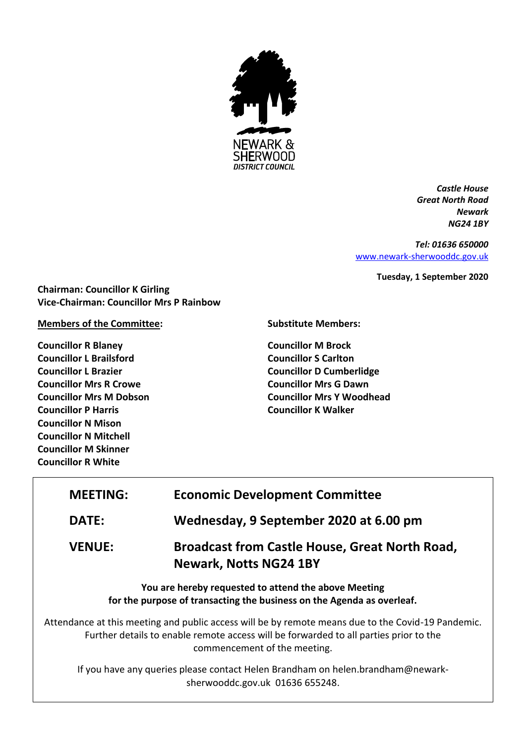NEWARK & SHERWOOD
*DISTRICT COUNCIL*

*Castle House*
*Great North Road*
*Newark*
*NG24 1BY*

*Tel: 01636 650000*
www.newark-sherwooddc.gov.uk

**Tuesday, 1 September 2020**

**Chairman: Councillor K Girling**
**Vice-Chairman: Councillor Mrs P Rainbow**

**Members of the Committee:**

**Councillor R Blaney**
**Councillor L Brailsford**
**Councillor L Brazier**
**Councillor Mrs R Crowe**
**Councillor Mrs M Dobson**
**Councillor P Harris**
**Councillor N Mison**
**Councillor N Mitchell**
**Councillor M Skinner**
**Councillor R White**

**Substitute Members:**

**Councillor M Brock**
**Councillor S Carlton**
**Councillor D Cumberlidge**
**Councillor Mrs G Dawn**
**Councillor Mrs Y Woodhead**
**Councillor K Walker**

| | |
|---|---|
| **MEETING:** | **Economic Development Committee** |
| **DATE:** | **Wednesday, 9 September 2020 at 6.00 pm** |
| **VENUE:** | **Broadcast from Castle House, Great North Road, Newark, Notts NG24 1BY** |

**You are hereby requested to attend the above Meeting for the purpose of transacting the business on the Agenda as overleaf.**

Attendance at this meeting and public access will be by remote means due to the Covid-19 Pandemic. Further details to enable remote access will be forwarded to all parties prior to the commencement of the meeting.

If you have any queries please contact Helen Brandham on helen.brandham@newark-sherwooddc.gov.uk 01636 655248.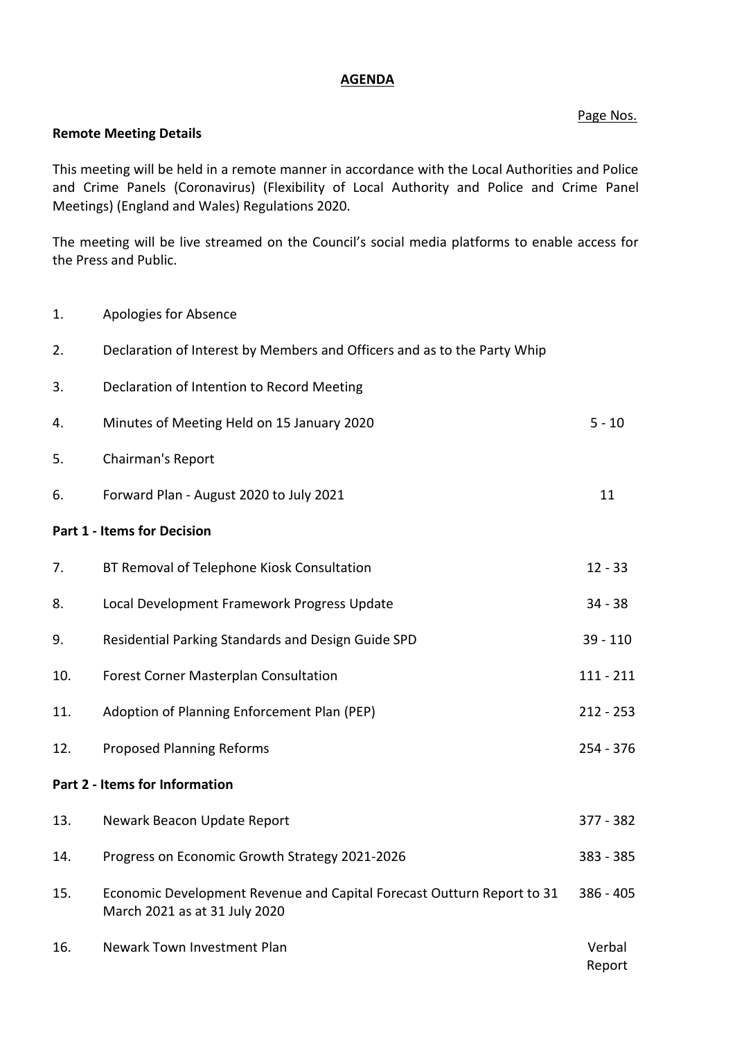# AGENDA

Page Nos.

**Remote Meeting Details**

This meeting will be held in a remote manner in accordance with the Local Authorities and Police and Crime Panels (Coronavirus) (Flexibility of Local Authority and Police and Crime Panel Meetings) (England and Wales) Regulations 2020.

The meeting will be live streamed on the Council's social media platforms to enable access for the Press and Public.

| | | |
|---|---|---|
| 1. | Apologies for Absence | |
| 2. | Declaration of Interest by Members and Officers and as to the Party Whip | |
| 3. | Declaration of Intention to Record Meeting | |
| 4. | Minutes of Meeting Held on 15 January 2020 | 5 - 10 |
| 5. | Chairman's Report | |
| 6. | Forward Plan - August 2020 to July 2021 | 11 |
| | **Part 1 - Items for Decision** | |
| 7. | BT Removal of Telephone Kiosk Consultation | 12 - 33 |
| 8. | Local Development Framework Progress Update | 34 - 38 |
| 9. | Residential Parking Standards and Design Guide SPD | 39 - 110 |
| 10. | Forest Corner Masterplan Consultation | 111 - 211 |
| 11. | Adoption of Planning Enforcement Plan (PEP) | 212 - 253 |
| 12. | Proposed Planning Reforms | 254 - 376 |
| | **Part 2 - Items for Information** | |
| 13. | Newark Beacon Update Report | 377 - 382 |
| 14. | Progress on Economic Growth Strategy 2021-2026 | 383 - 385 |
| 15. | Economic Development Revenue and Capital Forecast Outturn Report to 31 March 2021 as at 31 July 2020 | 386 - 405 |
| 16. | Newark Town Investment Plan | Verbal Report |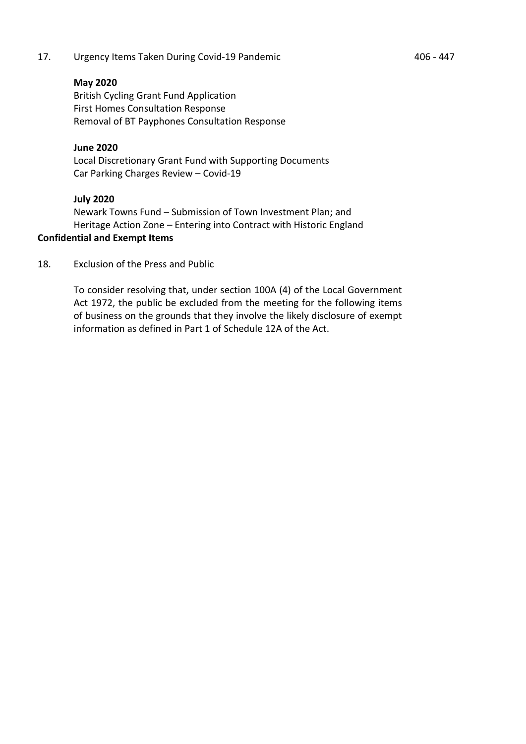17. Urgency Items Taken During Covid-19 Pandemic 406 - 447

**May 2020**
British Cycling Grant Fund Application
First Homes Consultation Response
Removal of BT Payphones Consultation Response

**June 2020**
Local Discretionary Grant Fund with Supporting Documents
Car Parking Charges Review – Covid-19

**July 2020**
Newark Towns Fund – Submission of Town Investment Plan; and
Heritage Action Zone – Entering into Contract with Historic England

**Confidential and Exempt Items**

18. Exclusion of the Press and Public

To consider resolving that, under section 100A (4) of the Local Government Act 1972, the public be excluded from the meeting for the following items of business on the grounds that they involve the likely disclosure of exempt information as defined in Part 1 of Schedule 12A of the Act.